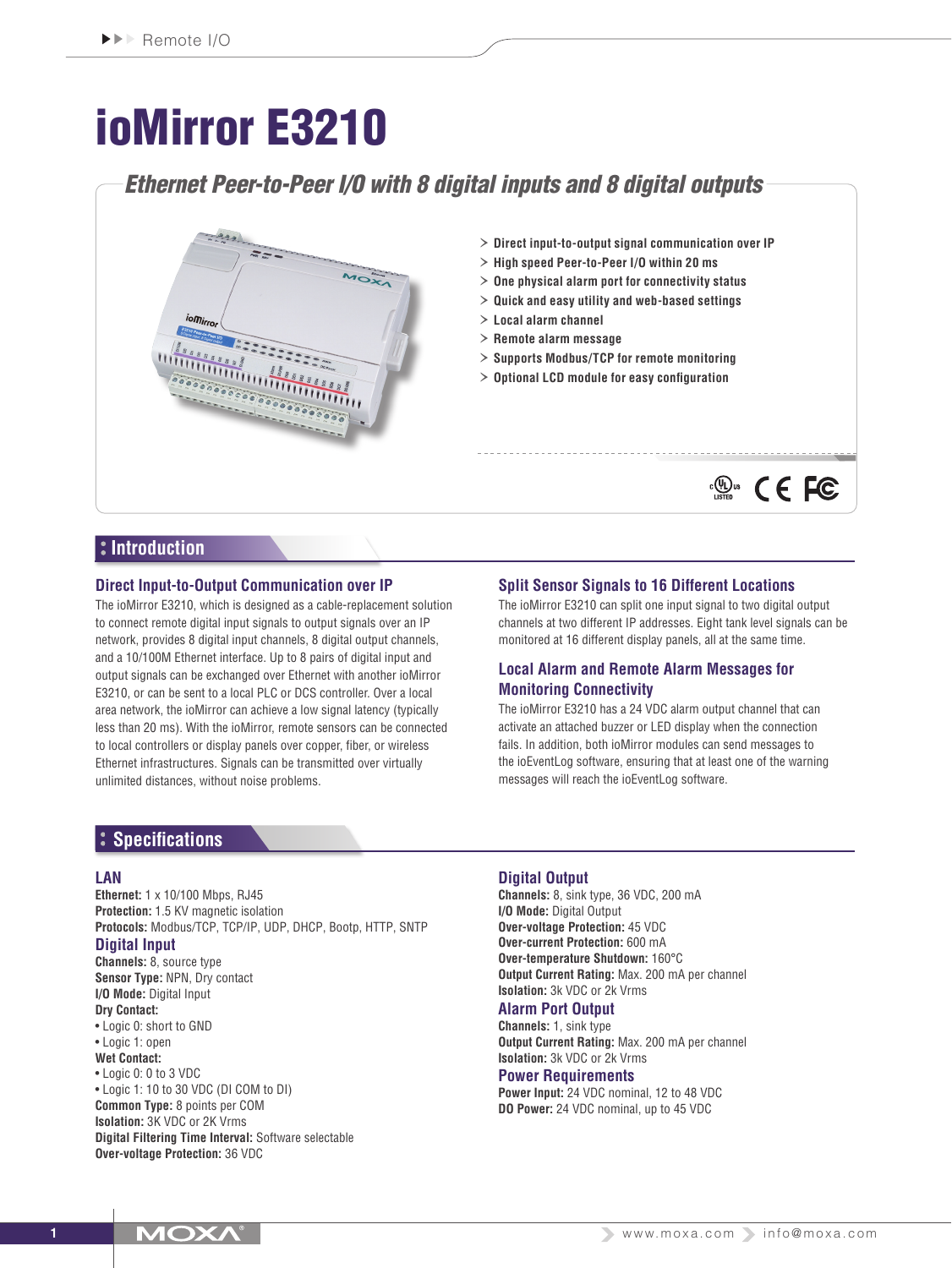# ioMirror E3210

## Ethernet Peer-to-Peer I/O with 8 digital inputs and 8 digital outputs

- Direct input-to-output signal communication over IP
- High speed Peer-to-Peer I/O within 20 ms
- One physical alarm port for connectivity status
- Quick and easy utility and web-based settings
- Local alarm channel
- Remote alarm message
- Supports Modbus/TCP for remote monitoring
- Optional LCD module for easy configuration

## Introduction

### Direct Input-to-Output Communication over IP

The ioMirror E3210, which is designed as a cable-replacement solution to connect remote digital input signals to output signals over an IP network, provides 8 digital input channels, 8 digital output channels, and a 10/100M Ethernet interface. Up to 8 pairs of digital input and output signals can be exchanged over Ethernet with another ioMirror E3210, or can be sent to a local PLC or DCS controller. Over a local area network, the ioMirror can achieve a low signal latency (typically less than 20 ms). With the ioMirror, remote sensors can be connected to local controllers or display panels over copper, fiber, or wireless Ethernet infrastructures. Signals can be transmitted over virtually unlimited distances, without noise problems.

### Split Sensor Signals to 16 Different Locations

The ioMirror E3210 can split one input signal to two digital output channels at two different IP addresses. Eight tank level signals can be monitored at 16 different display panels, all at the same time.

### Local Alarm and Remote Alarm Messages for Monitoring Connectivity

The ioMirror E3210 has a 24 VDC alarm output channel that can activate an attached buzzer or LED display when the connection fails. In addition, both ioMirror modules can send messages to the ioEventLog software, ensuring that at least one of the warning messages will reach the ioEventLog software.

## Specifications

### LAN

**Ethernet:** 1 x 10/100 Mbps, RJ45
**Protection:** 1.5 KV magnetic isolation
**Protocols:** Modbus/TCP, TCP/IP, UDP, DHCP, Bootp, HTTP, SNTP

### Digital Input

**Channels:** 8, source type
**Sensor Type:** NPN, Dry contact
**I/O Mode:** Digital Input
**Dry Contact:**
- Logic 0: short to GND
- Logic 1: open

**Wet Contact:**
- Logic 0: 0 to 3 VDC
- Logic 1: 10 to 30 VDC (DI COM to DI)

**Common Type:** 8 points per COM
**Isolation:** 3K VDC or 2K Vrms
**Digital Filtering Time Interval:** Software selectable
**Over-voltage Protection:** 36 VDC

### Digital Output

**Channels:** 8, sink type, 36 VDC, 200 mA
**I/O Mode:** Digital Output
**Over-voltage Protection:** 45 VDC
**Over-current Protection:** 600 mA
**Over-temperature Shutdown:** 160°C
**Output Current Rating:** Max. 200 mA per channel
**Isolation:** 3k VDC or 2k Vrms

### Alarm Port Output

**Channels:** 1, sink type
**Output Current Rating:** Max. 200 mA per channel
**Isolation:** 3k VDC or 2k Vrms

### Power Requirements

**Power Input:** 24 VDC nominal, 12 to 48 VDC
**DO Power:** 24 VDC nominal, up to 45 VDC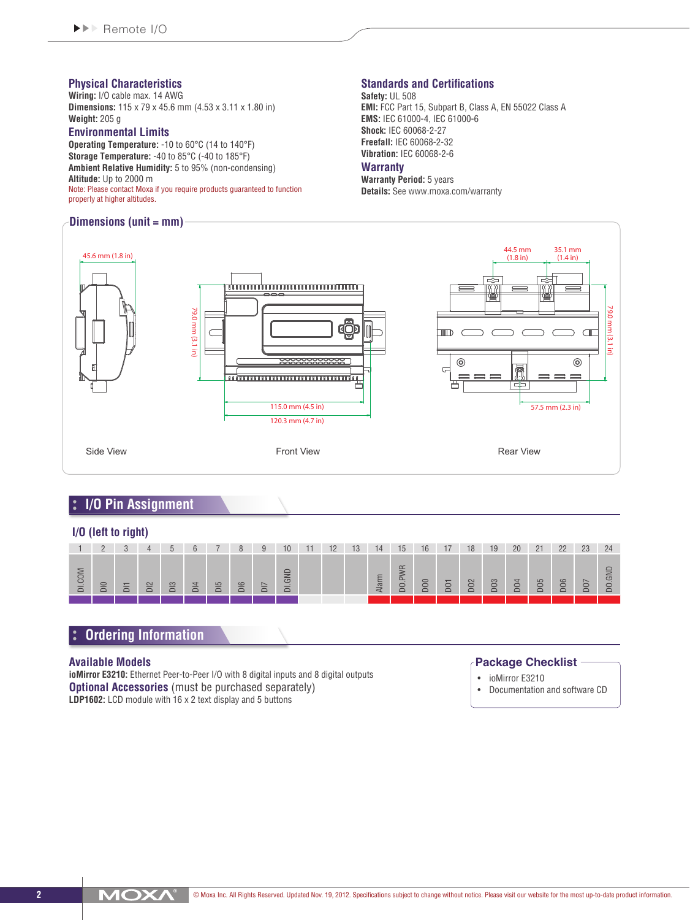## Physical Characteristics

**Wiring:** I/O cable max. 14 AWG
**Dimensions:** 115 x 79 x 45.6 mm (4.53 x 3.11 x 1.80 in)
**Weight:** 205 g

## Environmental Limits

**Operating Temperature:** -10 to 60°C (14 to 140°F)
**Storage Temperature:** -40 to 85°C (-40 to 185°F)
**Ambient Relative Humidity:** 5 to 95% (non-condensing)
**Altitude:** Up to 2000 m
Note: Please contact Moxa if you require products guaranteed to function properly at higher altitudes.

## Standards and Certifications

**Safety:** UL 508
**EMI:** FCC Part 15, Subpart B, Class A, EN 55022 Class A
**EMS:** IEC 61000-4, IEC 61000-6
**Shock:** IEC 60068-2-27
**Freefall:** IEC 60068-2-32
**Vibration:** IEC 60068-2-6

## Warranty

**Warranty Period:** 5 years
**Details:** See www.moxa.com/warranty

## Dimensions (unit = mm)

45.6 mm (1.8 in)
79.0 mm (3.1 in)
115.0 mm (4.5 in)
120.3 mm (4.7 in)
44.5 mm (1.8 in)
35.1 mm (1.4 in)
79.0 mm (3.1 in)
57.5 mm (2.3 in)

Side View
Front View
Rear View

# I/O Pin Assignment

## I/O (left to right)

| 1 | 2 | 3 | 4 | 5 | 6 | 7 | 8 | 9 | 10 | 11 | 12 | 13 | 14 | 15 | 16 | 17 | 18 | 19 | 20 | 21 | 22 | 23 | 24 |
|---|---|---|---|---|---|---|---|---|---|---|---|---|---|---|---|---|---|---|---|---|---|---|---|
| DI.COM | DI0 | DI1 | DI2 | DI3 | DI4 | DI5 | DI6 | DI7 | DI.GND | | | | Alarm | DO.PWR | DO0 | DO1 | DO2 | DO3 | DO4 | DO5 | DO6 | DO7 | DO.GND |

# Ordering Information

## Available Models

**ioMirror E3210:** Ethernet Peer-to-Peer I/O with 8 digital inputs and 8 digital outputs

## Optional Accessories (must be purchased separately)

**LDP1602:** LCD module with 16 x 2 text display and 5 buttons

## Package Checklist

- ioMirror E3210
- Documentation and software CD

© Moxa Inc. All Rights Reserved. Updated Nov. 19, 2012. Specifications subject to change without notice. Please visit our website for the most up-to-date product information.